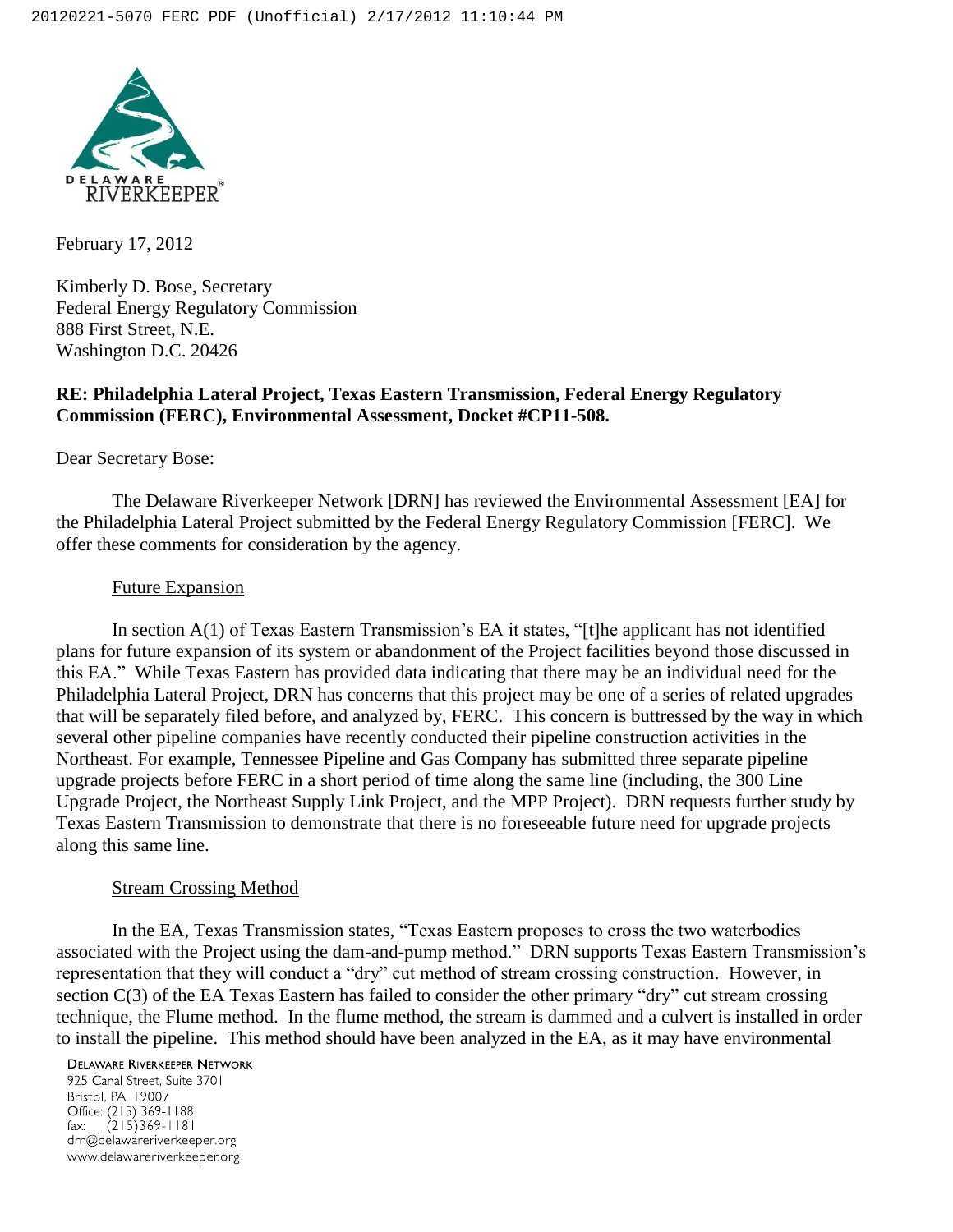DELAWARE RIVERKEEPER®

February 17, 2012

Kimberly D. Bose, Secretary
Federal Energy Regulatory Commission
888 First Street, N.E.
Washington D.C. 20426

**RE: Philadelphia Lateral Project, Texas Eastern Transmission, Federal Energy Regulatory Commission (FERC), Environmental Assessment, Docket #CP11-508.**

Dear Secretary Bose:

The Delaware Riverkeeper Network [DRN] has reviewed the Environmental Assessment [EA] for the Philadelphia Lateral Project submitted by the Federal Energy Regulatory Commission [FERC]. We offer these comments for consideration by the agency.

Future Expansion

In section A(1) of Texas Eastern Transmission's EA it states, "[t]he applicant has not identified plans for future expansion of its system or abandonment of the Project facilities beyond those discussed in this EA." While Texas Eastern has provided data indicating that there may be an individual need for the Philadelphia Lateral Project, DRN has concerns that this project may be one of a series of related upgrades that will be separately filed before, and analyzed by, FERC. This concern is buttressed by the way in which several other pipeline companies have recently conducted their pipeline construction activities in the Northeast. For example, Tennessee Pipeline and Gas Company has submitted three separate pipeline upgrade projects before FERC in a short period of time along the same line (including, the 300 Line Upgrade Project, the Northeast Supply Link Project, and the MPP Project). DRN requests further study by Texas Eastern Transmission to demonstrate that there is no foreseeable future need for upgrade projects along this same line.

Stream Crossing Method

In the EA, Texas Transmission states, "Texas Eastern proposes to cross the two waterbodies associated with the Project using the dam-and-pump method." DRN supports Texas Eastern Transmission's representation that they will conduct a "dry" cut method of stream crossing construction. However, in section C(3) of the EA Texas Eastern has failed to consider the other primary "dry" cut stream crossing technique, the Flume method. In the flume method, the stream is dammed and a culvert is installed in order to install the pipeline. This method should have been analyzed in the EA, as it may have environmental

DELAWARE RIVERKEEPER NETWORK
925 Canal Street, Suite 3701
Bristol, PA 19007
Office: (215) 369-1188
fax: (215)369-1181
drn@delawareriverkeeper.org
www.delawareriverkeeper.org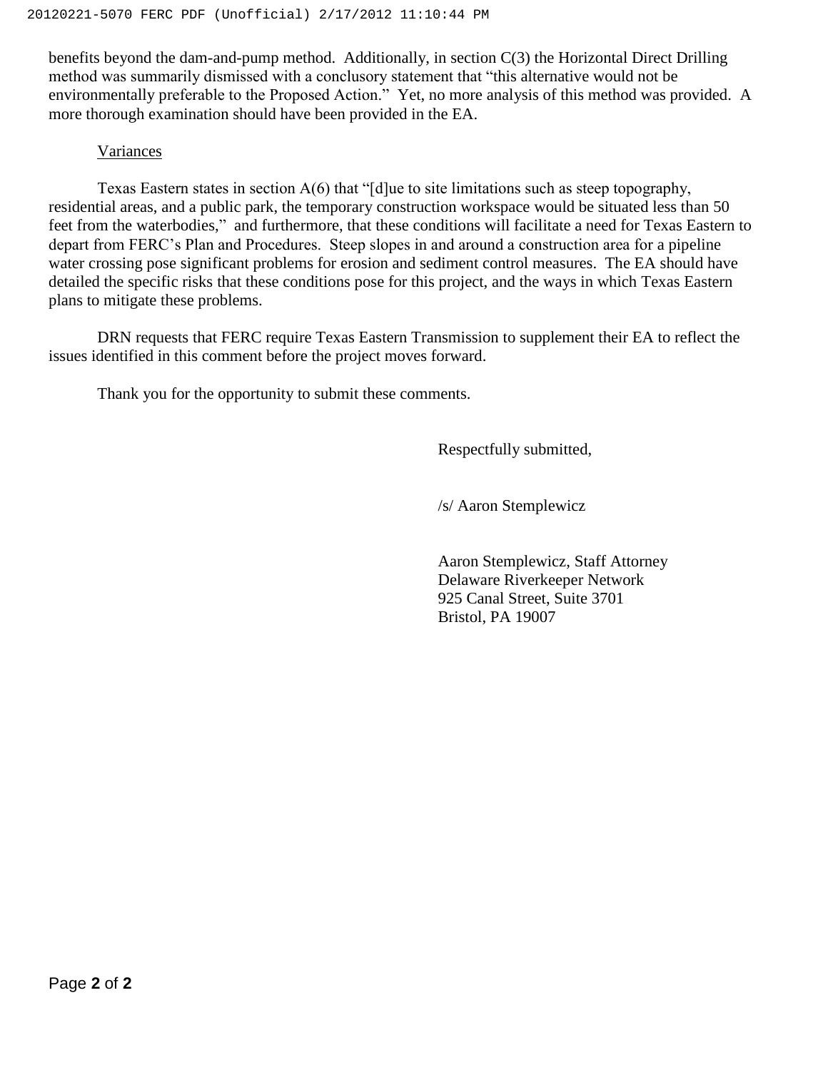benefits beyond the dam-and-pump method. Additionally, in section C(3) the Horizontal Direct Drilling method was summarily dismissed with a conclusory statement that "this alternative would not be environmentally preferable to the Proposed Action." Yet, no more analysis of this method was provided. A more thorough examination should have been provided in the EA.

Variances

Texas Eastern states in section A(6) that "[d]ue to site limitations such as steep topography, residential areas, and a public park, the temporary construction workspace would be situated less than 50 feet from the waterbodies," and furthermore, that these conditions will facilitate a need for Texas Eastern to depart from FERC's Plan and Procedures. Steep slopes in and around a construction area for a pipeline water crossing pose significant problems for erosion and sediment control measures. The EA should have detailed the specific risks that these conditions pose for this project, and the ways in which Texas Eastern plans to mitigate these problems.

DRN requests that FERC require Texas Eastern Transmission to supplement their EA to reflect the issues identified in this comment before the project moves forward.

Thank you for the opportunity to submit these comments.

Respectfully submitted,

/s/ Aaron Stemplewicz

Aaron Stemplewicz, Staff Attorney
Delaware Riverkeeper Network
925 Canal Street, Suite 3701
Bristol, PA 19007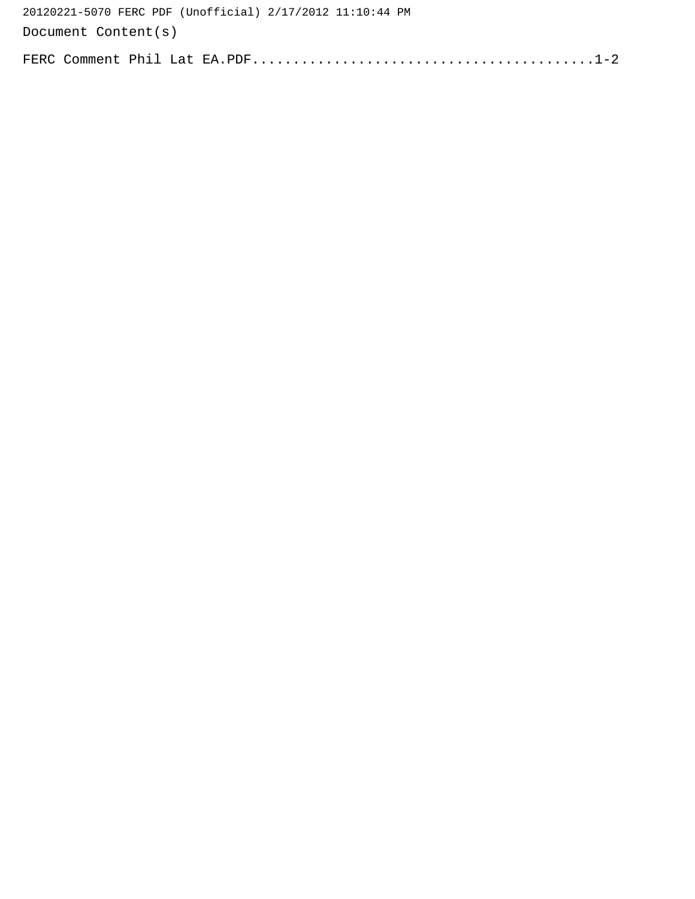20120221-5070 FERC PDF (Unofficial) 2/17/2012 11:10:44 PM

Document Content(s)

FERC Comment Phil Lat EA.PDF..........................................1-2